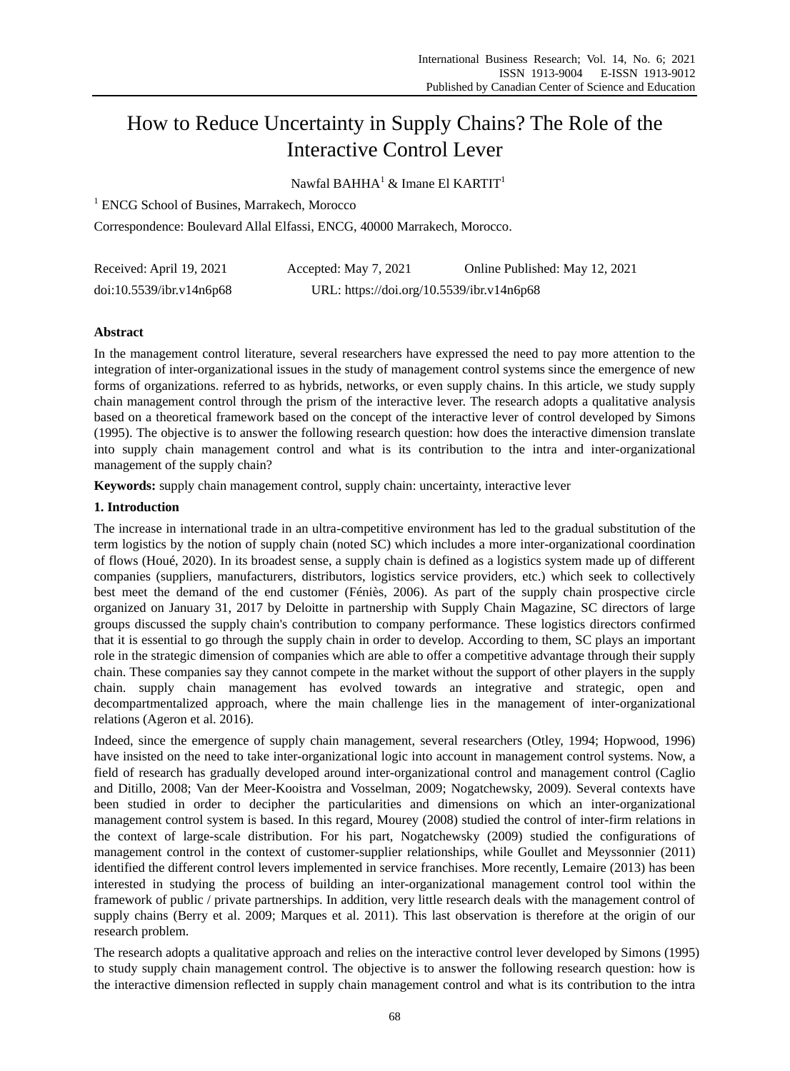# How to Reduce Uncertainty in Supply Chains? The Role of the Interactive Control Lever

Nawfal BAHHA[1] & Imane El KARTIT[1]

[1] ENCG School of Busines, Marrakech, Morocco

Correspondence: Boulevard Allal Elfassi, ENCG, 40000 Marrakech, Morocco.

Received: April 19, 2021 Accepted: May 7, 2021 Online Published: May 12, 2021

doi:10.5539/ibr.v14n6p68 URL: https://doi.org/10.5539/ibr.v14n6p68

## Abstract

In the management control literature, several researchers have expressed the need to pay more attention to the integration of inter-organizational issues in the study of management control systems since the emergence of new forms of organizations. referred to as hybrids, networks, or even supply chains. In this article, we study supply chain management control through the prism of the interactive lever. The research adopts a qualitative analysis based on a theoretical framework based on the concept of the interactive lever of control developed by Simons (1995). The objective is to answer the following research question: how does the interactive dimension translate into supply chain management control and what is its contribution to the intra and inter-organizational management of the supply chain?

**Keywords:** supply chain management control, supply chain: uncertainty, interactive lever

## 1. Introduction

The increase in international trade in an ultra-competitive environment has led to the gradual substitution of the term logistics by the notion of supply chain (noted SC) which includes a more inter-organizational coordination of flows (Houé, 2020). In its broadest sense, a supply chain is defined as a logistics system made up of different companies (suppliers, manufacturers, distributors, logistics service providers, etc.) which seek to collectively best meet the demand of the end customer (Féniès, 2006). As part of the supply chain prospective circle organized on January 31, 2017 by Deloitte in partnership with Supply Chain Magazine, SC directors of large groups discussed the supply chain's contribution to company performance. These logistics directors confirmed that it is essential to go through the supply chain in order to develop. According to them, SC plays an important role in the strategic dimension of companies which are able to offer a competitive advantage through their supply chain. These companies say they cannot compete in the market without the support of other players in the supply chain. supply chain management has evolved towards an integrative and strategic, open and decompartmentalized approach, where the main challenge lies in the management of inter-organizational relations (Ageron et al. 2016).

Indeed, since the emergence of supply chain management, several researchers (Otley, 1994; Hopwood, 1996) have insisted on the need to take inter-organizational logic into account in management control systems. Now, a field of research has gradually developed around inter-organizational control and management control (Caglio and Ditillo, 2008; Van der Meer-Kooistra and Vosselman, 2009; Nogatchewsky, 2009). Several contexts have been studied in order to decipher the particularities and dimensions on which an inter-organizational management control system is based. In this regard, Mourey (2008) studied the control of inter-firm relations in the context of large-scale distribution. For his part, Nogatchewsky (2009) studied the configurations of management control in the context of customer-supplier relationships, while Goullet and Meyssonnier (2011) identified the different control levers implemented in service franchises. More recently, Lemaire (2013) has been interested in studying the process of building an inter-organizational management control tool within the framework of public / private partnerships. In addition, very little research deals with the management control of supply chains (Berry et al. 2009; Marques et al. 2011). This last observation is therefore at the origin of our research problem.

The research adopts a qualitative approach and relies on the interactive control lever developed by Simons (1995) to study supply chain management control. The objective is to answer the following research question: how is the interactive dimension reflected in supply chain management control and what is its contribution to the intra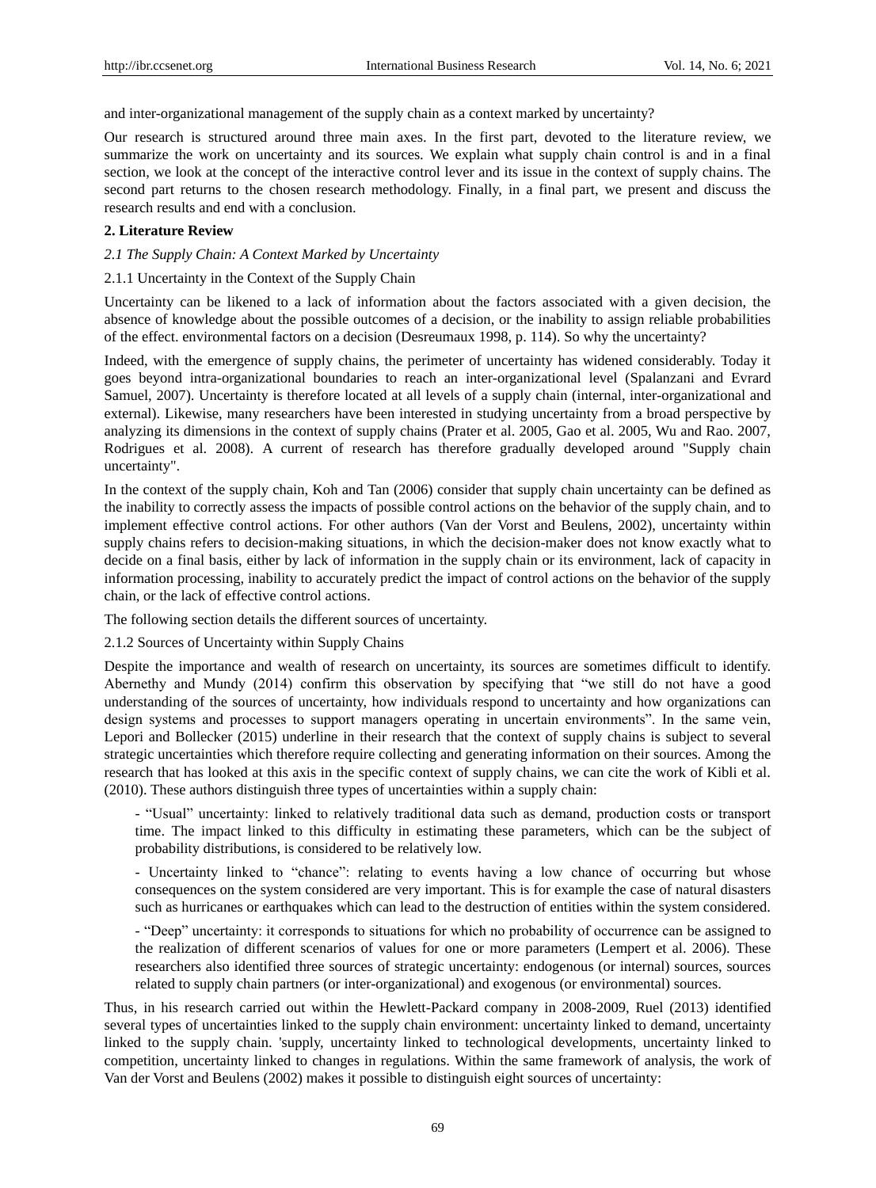and inter-organizational management of the supply chain as a context marked by uncertainty?

Our research is structured around three main axes. In the first part, devoted to the literature review, we summarize the work on uncertainty and its sources. We explain what supply chain control is and in a final section, we look at the concept of the interactive control lever and its issue in the context of supply chains. The second part returns to the chosen research methodology. Finally, in a final part, we present and discuss the research results and end with a conclusion.

## 2. Literature Review

### *2.1 The Supply Chain: A Context Marked by Uncertainty*

#### 2.1.1 Uncertainty in the Context of the Supply Chain

Uncertainty can be likened to a lack of information about the factors associated with a given decision, the absence of knowledge about the possible outcomes of a decision, or the inability to assign reliable probabilities of the effect. environmental factors on a decision (Desreumaux 1998, p. 114). So why the uncertainty?

Indeed, with the emergence of supply chains, the perimeter of uncertainty has widened considerably. Today it goes beyond intra-organizational boundaries to reach an inter-organizational level (Spalanzani and Evrard Samuel, 2007). Uncertainty is therefore located at all levels of a supply chain (internal, inter-organizational and external). Likewise, many researchers have been interested in studying uncertainty from a broad perspective by analyzing its dimensions in the context of supply chains (Prater et al. 2005, Gao et al. 2005, Wu and Rao. 2007, Rodrigues et al. 2008). A current of research has therefore gradually developed around "Supply chain uncertainty".

In the context of the supply chain, Koh and Tan (2006) consider that supply chain uncertainty can be defined as the inability to correctly assess the impacts of possible control actions on the behavior of the supply chain, and to implement effective control actions. For other authors (Van der Vorst and Beulens, 2002), uncertainty within supply chains refers to decision-making situations, in which the decision-maker does not know exactly what to decide on a final basis, either by lack of information in the supply chain or its environment, lack of capacity in information processing, inability to accurately predict the impact of control actions on the behavior of the supply chain, or the lack of effective control actions.

The following section details the different sources of uncertainty.

#### 2.1.2 Sources of Uncertainty within Supply Chains

Despite the importance and wealth of research on uncertainty, its sources are sometimes difficult to identify. Abernethy and Mundy (2014) confirm this observation by specifying that “we still do not have a good understanding of the sources of uncertainty, how individuals respond to uncertainty and how organizations can design systems and processes to support managers operating in uncertain environments”. In the same vein, Lepori and Bollecker (2015) underline in their research that the context of supply chains is subject to several strategic uncertainties which therefore require collecting and generating information on their sources. Among the research that has looked at this axis in the specific context of supply chains, we can cite the work of Kibli et al. (2010). These authors distinguish three types of uncertainties within a supply chain:

- “Usual” uncertainty: linked to relatively traditional data such as demand, production costs or transport time. The impact linked to this difficulty in estimating these parameters, which can be the subject of probability distributions, is considered to be relatively low.

- Uncertainty linked to “chance”: relating to events having a low chance of occurring but whose consequences on the system considered are very important. This is for example the case of natural disasters such as hurricanes or earthquakes which can lead to the destruction of entities within the system considered.

- “Deep” uncertainty: it corresponds to situations for which no probability of occurrence can be assigned to the realization of different scenarios of values for one or more parameters (Lempert et al. 2006). These researchers also identified three sources of strategic uncertainty: endogenous (or internal) sources, sources related to supply chain partners (or inter-organizational) and exogenous (or environmental) sources.

Thus, in his research carried out within the Hewlett-Packard company in 2008-2009, Ruel (2013) identified several types of uncertainties linked to the supply chain environment: uncertainty linked to demand, uncertainty linked to the supply chain. 'supply, uncertainty linked to technological developments, uncertainty linked to competition, uncertainty linked to changes in regulations. Within the same framework of analysis, the work of Van der Vorst and Beulens (2002) makes it possible to distinguish eight sources of uncertainty: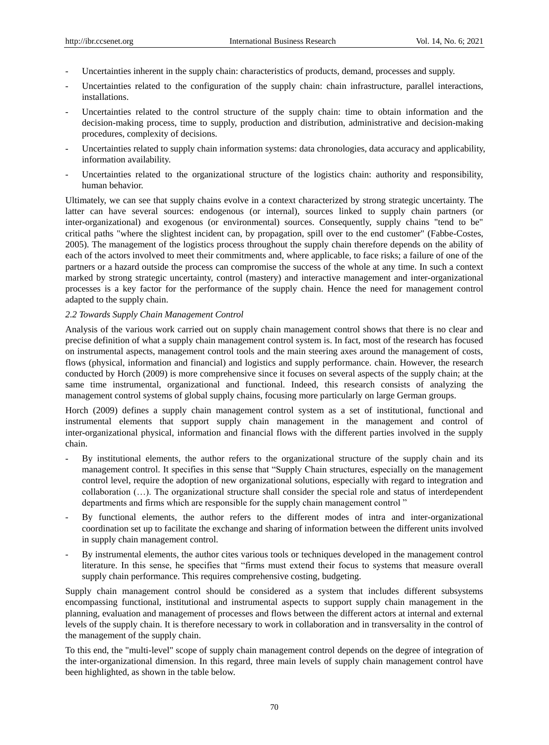- Uncertainties inherent in the supply chain: characteristics of products, demand, processes and supply.
- Uncertainties related to the configuration of the supply chain: chain infrastructure, parallel interactions, installations.
- Uncertainties related to the control structure of the supply chain: time to obtain information and the decision-making process, time to supply, production and distribution, administrative and decision-making procedures, complexity of decisions.
- Uncertainties related to supply chain information systems: data chronologies, data accuracy and applicability, information availability.
- Uncertainties related to the organizational structure of the logistics chain: authority and responsibility, human behavior.

Ultimately, we can see that supply chains evolve in a context characterized by strong strategic uncertainty. The latter can have several sources: endogenous (or internal), sources linked to supply chain partners (or inter-organizational) and exogenous (or environmental) sources. Consequently, supply chains "tend to be" critical paths "where the slightest incident can, by propagation, spill over to the end customer" (Fabbe-Costes, 2005). The management of the logistics process throughout the supply chain therefore depends on the ability of each of the actors involved to meet their commitments and, where applicable, to face risks; a failure of one of the partners or a hazard outside the process can compromise the success of the whole at any time. In such a context marked by strong strategic uncertainty, control (mastery) and interactive management and inter-organizational processes is a key factor for the performance of the supply chain. Hence the need for management control adapted to the supply chain.

### *2.2 Towards Supply Chain Management Control*

Analysis of the various work carried out on supply chain management control shows that there is no clear and precise definition of what a supply chain management control system is. In fact, most of the research has focused on instrumental aspects, management control tools and the main steering axes around the management of costs, flows (physical, information and financial) and logistics and supply performance. chain. However, the research conducted by Horch (2009) is more comprehensive since it focuses on several aspects of the supply chain; at the same time instrumental, organizational and functional. Indeed, this research consists of analyzing the management control systems of global supply chains, focusing more particularly on large German groups.

Horch (2009) defines a supply chain management control system as a set of institutional, functional and instrumental elements that support supply chain management in the management and control of inter-organizational physical, information and financial flows with the different parties involved in the supply chain.

- By institutional elements, the author refers to the organizational structure of the supply chain and its management control. It specifies in this sense that "Supply Chain structures, especially on the management control level, require the adoption of new organizational solutions, especially with regard to integration and collaboration (…). The organizational structure shall consider the special role and status of interdependent departments and firms which are responsible for the supply chain management control "
- By functional elements, the author refers to the different modes of intra and inter-organizational coordination set up to facilitate the exchange and sharing of information between the different units involved in supply chain management control.
- By instrumental elements, the author cites various tools or techniques developed in the management control literature. In this sense, he specifies that "firms must extend their focus to systems that measure overall supply chain performance. This requires comprehensive costing, budgeting.

Supply chain management control should be considered as a system that includes different subsystems encompassing functional, institutional and instrumental aspects to support supply chain management in the planning, evaluation and management of processes and flows between the different actors at internal and external levels of the supply chain. It is therefore necessary to work in collaboration and in transversality in the control of the management of the supply chain.

To this end, the "multi-level" scope of supply chain management control depends on the degree of integration of the inter-organizational dimension. In this regard, three main levels of supply chain management control have been highlighted, as shown in the table below.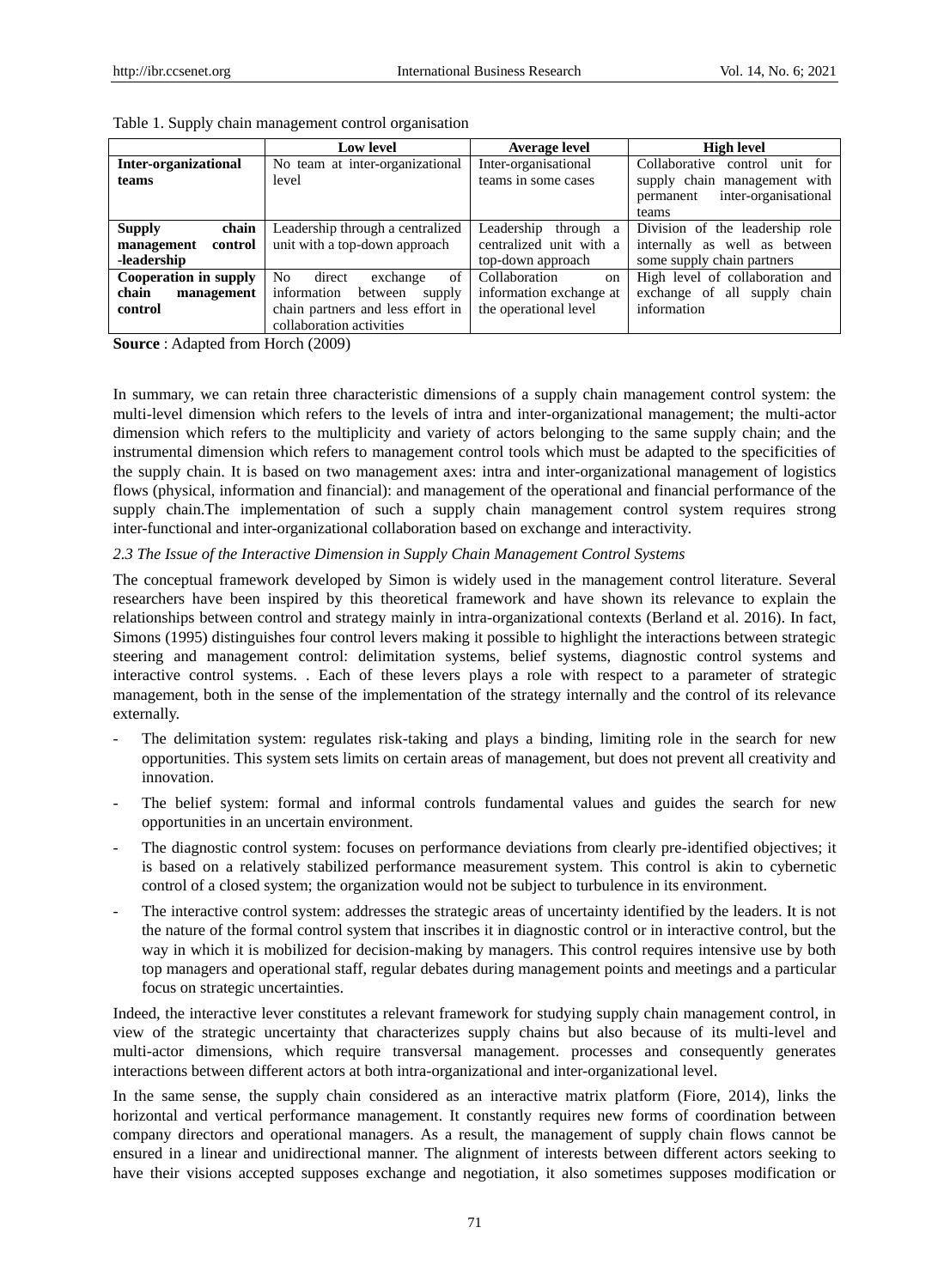Table 1. Supply chain management control organisation

| | Low level | Average level | High level |
|---|---|---|---|
| **Inter-organizational teams** | No team at inter-organizational level | Inter-organisational teams in some cases | Collaborative control unit for supply chain management with permanent inter-organisational teams |
| **Supply chain management control -leadership** | Leadership through a centralized unit with a top-down approach | Leadership through a centralized unit with a top-down approach | Division of the leadership role internally as well as between some supply chain partners |
| **Cooperation in supply chain management control** | No direct exchange of information between supply chain partners and less effort in collaboration activities | Collaboration on information exchange at the operational level | High level of collaboration and exchange of all supply chain information |

**Source** : Adapted from Horch (2009)

In summary, we can retain three characteristic dimensions of a supply chain management control system: the multi-level dimension which refers to the levels of intra and inter-organizational management; the multi-actor dimension which refers to the multiplicity and variety of actors belonging to the same supply chain; and the instrumental dimension which refers to management control tools which must be adapted to the specificities of the supply chain. It is based on two management axes: intra and inter-organizational management of logistics flows (physical, information and financial): and management of the operational and financial performance of the supply chain.The implementation of such a supply chain management control system requires strong inter-functional and inter-organizational collaboration based on exchange and interactivity.

*2.3 The Issue of the Interactive Dimension in Supply Chain Management Control Systems*

The conceptual framework developed by Simon is widely used in the management control literature. Several researchers have been inspired by this theoretical framework and have shown its relevance to explain the relationships between control and strategy mainly in intra-organizational contexts (Berland et al. 2016). In fact, Simons (1995) distinguishes four control levers making it possible to highlight the interactions between strategic steering and management control: delimitation systems, belief systems, diagnostic control systems and interactive control systems. . Each of these levers plays a role with respect to a parameter of strategic management, both in the sense of the implementation of the strategy internally and the control of its relevance externally.

- The delimitation system: regulates risk-taking and plays a binding, limiting role in the search for new opportunities. This system sets limits on certain areas of management, but does not prevent all creativity and innovation.
- The belief system: formal and informal controls fundamental values and guides the search for new opportunities in an uncertain environment.
- The diagnostic control system: focuses on performance deviations from clearly pre-identified objectives; it is based on a relatively stabilized performance measurement system. This control is akin to cybernetic control of a closed system; the organization would not be subject to turbulence in its environment.
- The interactive control system: addresses the strategic areas of uncertainty identified by the leaders. It is not the nature of the formal control system that inscribes it in diagnostic control or in interactive control, but the way in which it is mobilized for decision-making by managers. This control requires intensive use by both top managers and operational staff, regular debates during management points and meetings and a particular focus on strategic uncertainties.

Indeed, the interactive lever constitutes a relevant framework for studying supply chain management control, in view of the strategic uncertainty that characterizes supply chains but also because of its multi-level and multi-actor dimensions, which require transversal management. processes and consequently generates interactions between different actors at both intra-organizational and inter-organizational level.

In the same sense, the supply chain considered as an interactive matrix platform (Fiore, 2014), links the horizontal and vertical performance management. It constantly requires new forms of coordination between company directors and operational managers. As a result, the management of supply chain flows cannot be ensured in a linear and unidirectional manner. The alignment of interests between different actors seeking to have their visions accepted supposes exchange and negotiation, it also sometimes supposes modification or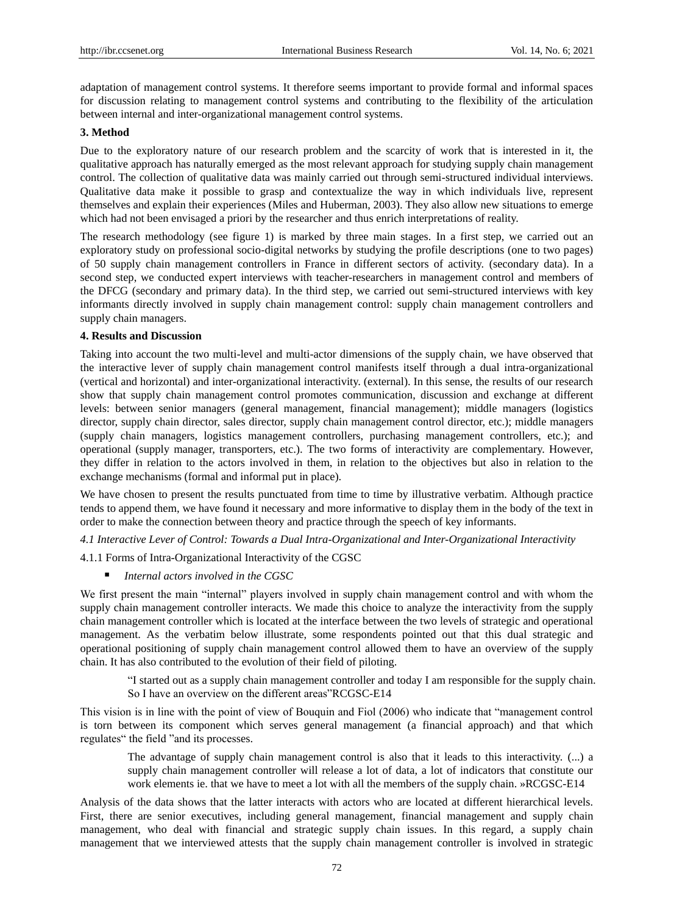adaptation of management control systems. It therefore seems important to provide formal and informal spaces for discussion relating to management control systems and contributing to the flexibility of the articulation between internal and inter-organizational management control systems.

## 3. Method

Due to the exploratory nature of our research problem and the scarcity of work that is interested in it, the qualitative approach has naturally emerged as the most relevant approach for studying supply chain management control. The collection of qualitative data was mainly carried out through semi-structured individual interviews. Qualitative data make it possible to grasp and contextualize the way in which individuals live, represent themselves and explain their experiences (Miles and Huberman, 2003). They also allow new situations to emerge which had not been envisaged a priori by the researcher and thus enrich interpretations of reality.

The research methodology (see figure 1) is marked by three main stages. In a first step, we carried out an exploratory study on professional socio-digital networks by studying the profile descriptions (one to two pages) of 50 supply chain management controllers in France in different sectors of activity. (secondary data). In a second step, we conducted expert interviews with teacher-researchers in management control and members of the DFCG (secondary and primary data). In the third step, we carried out semi-structured interviews with key informants directly involved in supply chain management control: supply chain management controllers and supply chain managers.

## 4. Results and Discussion

Taking into account the two multi-level and multi-actor dimensions of the supply chain, we have observed that the interactive lever of supply chain management control manifests itself through a dual intra-organizational (vertical and horizontal) and inter-organizational interactivity. (external). In this sense, the results of our research show that supply chain management control promotes communication, discussion and exchange at different levels: between senior managers (general management, financial management); middle managers (logistics director, supply chain director, sales director, supply chain management control director, etc.); middle managers (supply chain managers, logistics management controllers, purchasing management controllers, etc.); and operational (supply manager, transporters, etc.). The two forms of interactivity are complementary. However, they differ in relation to the actors involved in them, in relation to the objectives but also in relation to the exchange mechanisms (formal and informal put in place).

We have chosen to present the results punctuated from time to time by illustrative verbatim. Although practice tends to append them, we have found it necessary and more informative to display them in the body of the text in order to make the connection between theory and practice through the speech of key informants.

### *4.1 Interactive Lever of Control: Towards a Dual Intra-Organizational and Inter-Organizational Interactivity*

#### 4.1.1 Forms of Intra-Organizational Interactivity of the CGSC

- *Internal actors involved in the CGSC*

We first present the main "internal" players involved in supply chain management control and with whom the supply chain management controller interacts. We made this choice to analyze the interactivity from the supply chain management controller which is located at the interface between the two levels of strategic and operational management. As the verbatim below illustrate, some respondents pointed out that this dual strategic and operational positioning of supply chain management control allowed them to have an overview of the supply chain. It has also contributed to the evolution of their field of piloting.

> "I started out as a supply chain management controller and today I am responsible for the supply chain. So I have an overview on the different areas"RCGSC-E14

This vision is in line with the point of view of Bouquin and Fiol (2006) who indicate that "management control is torn between its component which serves general management (a financial approach) and that which regulates" the field "and its processes.

> The advantage of supply chain management control is also that it leads to this interactivity. (...) a supply chain management controller will release a lot of data, a lot of indicators that constitute our work elements ie. that we have to meet a lot with all the members of the supply chain. »RCGSC-E14

Analysis of the data shows that the latter interacts with actors who are located at different hierarchical levels. First, there are senior executives, including general management, financial management and supply chain management, who deal with financial and strategic supply chain issues. In this regard, a supply chain management that we interviewed attests that the supply chain management controller is involved in strategic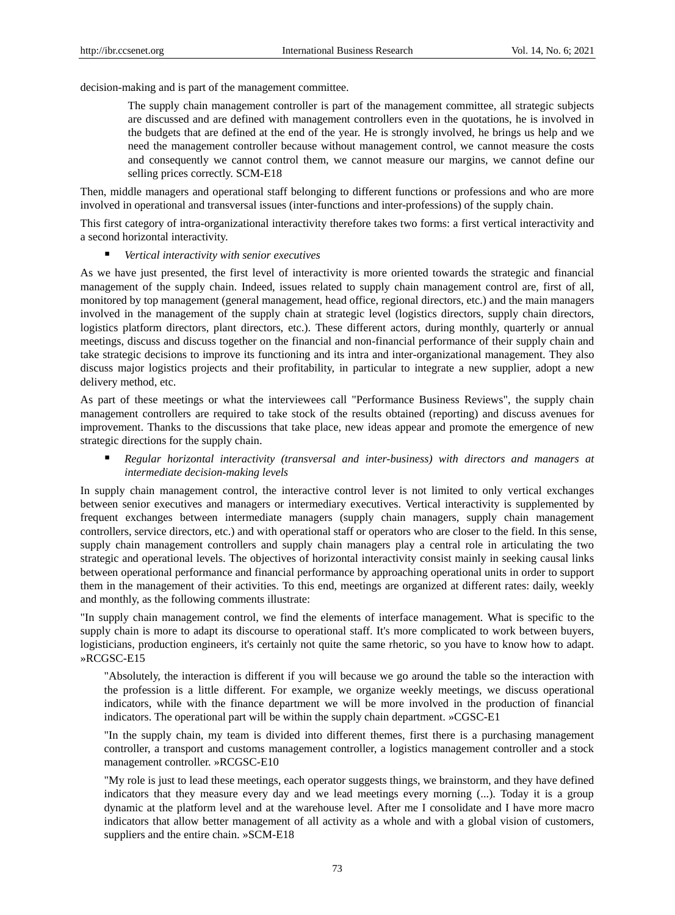decision-making and is part of the management committee.

> The supply chain management controller is part of the management committee, all strategic subjects are discussed and are defined with management controllers even in the quotations, he is involved in the budgets that are defined at the end of the year. He is strongly involved, he brings us help and we need the management controller because without management control, we cannot measure the costs and consequently we cannot control them, we cannot measure our margins, we cannot define our selling prices correctly. SCM-E18

Then, middle managers and operational staff belonging to different functions or professions and who are more involved in operational and transversal issues (inter-functions and inter-professions) of the supply chain.

This first category of intra-organizational interactivity therefore takes two forms: a first vertical interactivity and a second horizontal interactivity.

- *Vertical interactivity with senior executives*

As we have just presented, the first level of interactivity is more oriented towards the strategic and financial management of the supply chain. Indeed, issues related to supply chain management control are, first of all, monitored by top management (general management, head office, regional directors, etc.) and the main managers involved in the management of the supply chain at strategic level (logistics directors, supply chain directors, logistics platform directors, plant directors, etc.). These different actors, during monthly, quarterly or annual meetings, discuss and discuss together on the financial and non-financial performance of their supply chain and take strategic decisions to improve its functioning and its intra and inter-organizational management. They also discuss major logistics projects and their profitability, in particular to integrate a new supplier, adopt a new delivery method, etc.

As part of these meetings or what the interviewees call "Performance Business Reviews", the supply chain management controllers are required to take stock of the results obtained (reporting) and discuss avenues for improvement. Thanks to the discussions that take place, new ideas appear and promote the emergence of new strategic directions for the supply chain.

- *Regular horizontal interactivity (transversal and inter-business) with directors and managers at intermediate decision-making levels*

In supply chain management control, the interactive control lever is not limited to only vertical exchanges between senior executives and managers or intermediary executives. Vertical interactivity is supplemented by frequent exchanges between intermediate managers (supply chain managers, supply chain management controllers, service directors, etc.) and with operational staff or operators who are closer to the field. In this sense, supply chain management controllers and supply chain managers play a central role in articulating the two strategic and operational levels. The objectives of horizontal interactivity consist mainly in seeking causal links between operational performance and financial performance by approaching operational units in order to support them in the management of their activities. To this end, meetings are organized at different rates: daily, weekly and monthly, as the following comments illustrate:

"In supply chain management control, we find the elements of interface management. What is specific to the supply chain is more to adapt its discourse to operational staff. It's more complicated to work between buyers, logisticians, production engineers, it's certainly not quite the same rhetoric, so you have to know how to adapt. »RCGSC-E15

> "Absolutely, the interaction is different if you will because we go around the table so the interaction with the profession is a little different. For example, we organize weekly meetings, we discuss operational indicators, while with the finance department we will be more involved in the production of financial indicators. The operational part will be within the supply chain department. »CGSC-E1
>
> "In the supply chain, my team is divided into different themes, first there is a purchasing management controller, a transport and customs management controller, a logistics management controller and a stock management controller. »RCGSC-E10
>
> "My role is just to lead these meetings, each operator suggests things, we brainstorm, and they have defined indicators that they measure every day and we lead meetings every morning (...). Today it is a group dynamic at the platform level and at the warehouse level. After me I consolidate and I have more macro indicators that allow better management of all activity as a whole and with a global vision of customers, suppliers and the entire chain. »SCM-E18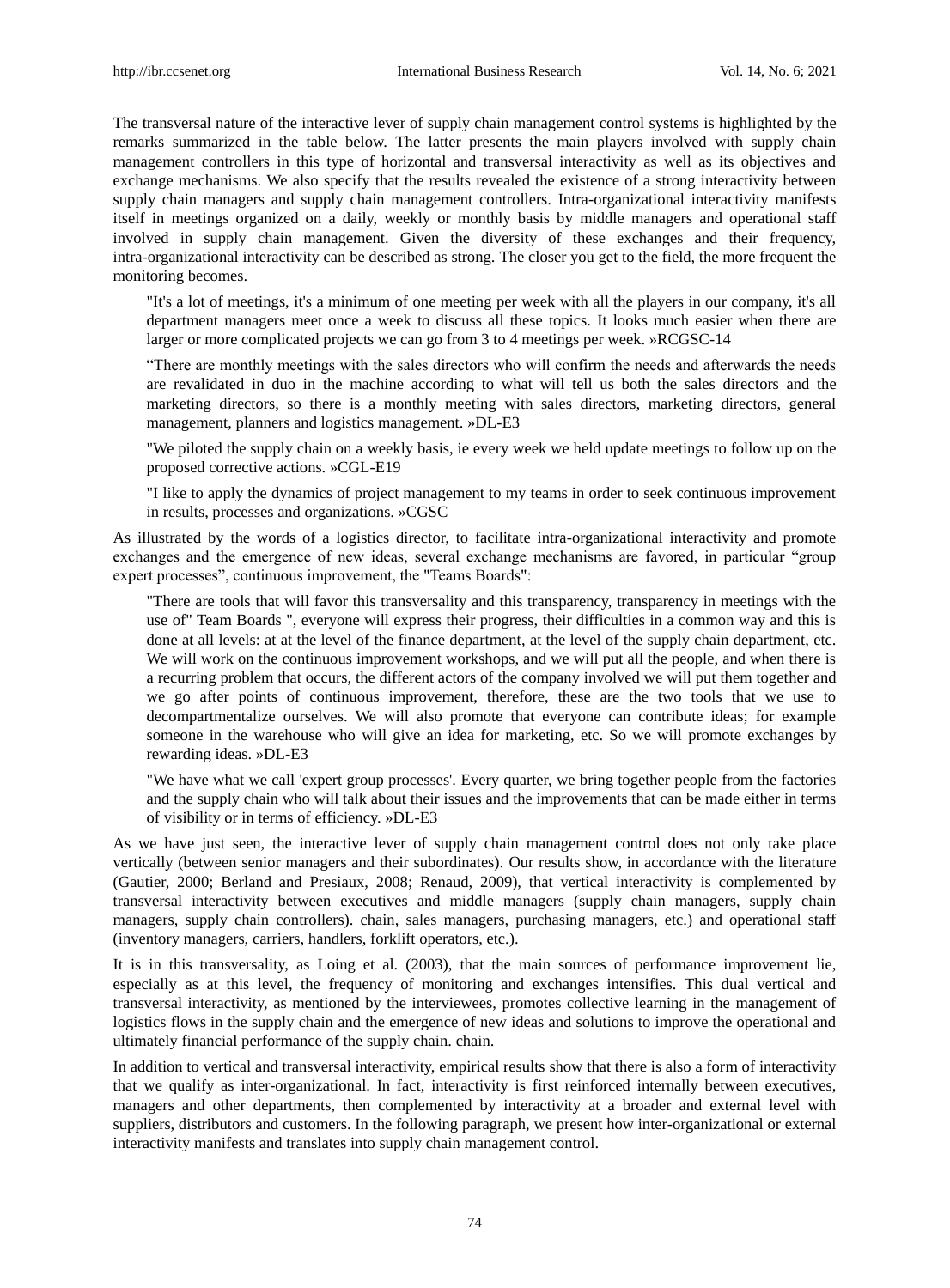The transversal nature of the interactive lever of supply chain management control systems is highlighted by the remarks summarized in the table below. The latter presents the main players involved with supply chain management controllers in this type of horizontal and transversal interactivity as well as its objectives and exchange mechanisms. We also specify that the results revealed the existence of a strong interactivity between supply chain managers and supply chain management controllers. Intra-organizational interactivity manifests itself in meetings organized on a daily, weekly or monthly basis by middle managers and operational staff involved in supply chain management. Given the diversity of these exchanges and their frequency, intra-organizational interactivity can be described as strong. The closer you get to the field, the more frequent the monitoring becomes.

> "It's a lot of meetings, it's a minimum of one meeting per week with all the players in our company, it's all department managers meet once a week to discuss all these topics. It looks much easier when there are larger or more complicated projects we can go from 3 to 4 meetings per week. »RCGSC-14

> "There are monthly meetings with the sales directors who will confirm the needs and afterwards the needs are revalidated in duo in the machine according to what will tell us both the sales directors and the marketing directors, so there is a monthly meeting with sales directors, marketing directors, general management, planners and logistics management. »DL-E3

> "We piloted the supply chain on a weekly basis, ie every week we held update meetings to follow up on the proposed corrective actions. »CGL-E19

> "I like to apply the dynamics of project management to my teams in order to seek continuous improvement in results, processes and organizations. »CGSC

As illustrated by the words of a logistics director, to facilitate intra-organizational interactivity and promote exchanges and the emergence of new ideas, several exchange mechanisms are favored, in particular "group expert processes", continuous improvement, the "Teams Boards":

> "There are tools that will favor this transversality and this transparency, transparency in meetings with the use of" Team Boards ", everyone will express their progress, their difficulties in a common way and this is done at all levels: at at the level of the finance department, at the level of the supply chain department, etc. We will work on the continuous improvement workshops, and we will put all the people, and when there is a recurring problem that occurs, the different actors of the company involved we will put them together and we go after points of continuous improvement, therefore, these are the two tools that we use to decompartmentalize ourselves. We will also promote that everyone can contribute ideas; for example someone in the warehouse who will give an idea for marketing, etc. So we will promote exchanges by rewarding ideas. »DL-E3

> "We have what we call 'expert group processes'. Every quarter, we bring together people from the factories and the supply chain who will talk about their issues and the improvements that can be made either in terms of visibility or in terms of efficiency. »DL-E3

As we have just seen, the interactive lever of supply chain management control does not only take place vertically (between senior managers and their subordinates). Our results show, in accordance with the literature (Gautier, 2000; Berland and Presiaux, 2008; Renaud, 2009), that vertical interactivity is complemented by transversal interactivity between executives and middle managers (supply chain managers, supply chain managers, supply chain controllers). chain, sales managers, purchasing managers, etc.) and operational staff (inventory managers, carriers, handlers, forklift operators, etc.).

It is in this transversality, as Loing et al. (2003), that the main sources of performance improvement lie, especially as at this level, the frequency of monitoring and exchanges intensifies. This dual vertical and transversal interactivity, as mentioned by the interviewees, promotes collective learning in the management of logistics flows in the supply chain and the emergence of new ideas and solutions to improve the operational and ultimately financial performance of the supply chain. chain.

In addition to vertical and transversal interactivity, empirical results show that there is also a form of interactivity that we qualify as inter-organizational. In fact, interactivity is first reinforced internally between executives, managers and other departments, then complemented by interactivity at a broader and external level with suppliers, distributors and customers. In the following paragraph, we present how inter-organizational or external interactivity manifests and translates into supply chain management control.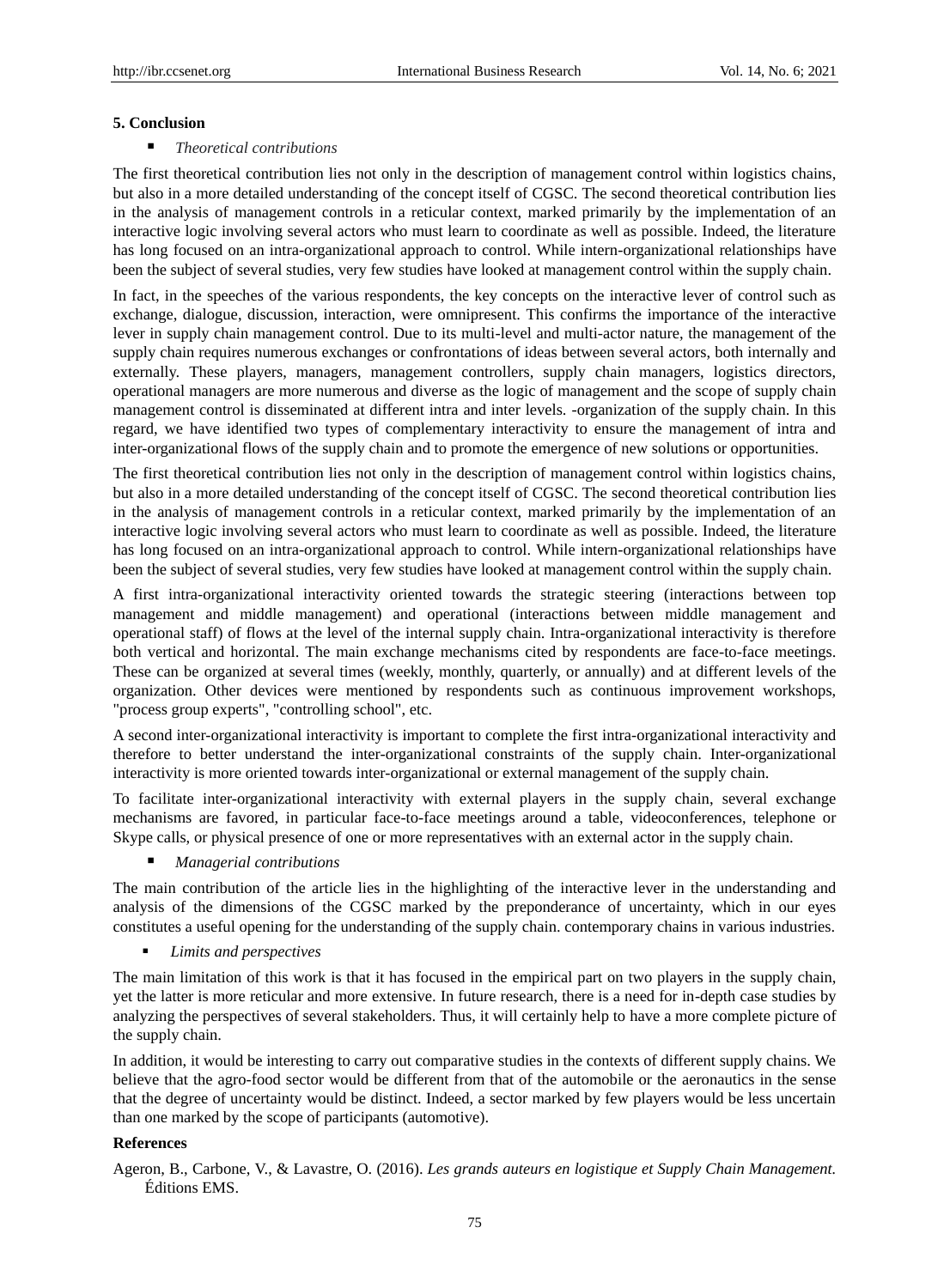## 5. Conclusion

- *Theoretical contributions*

The first theoretical contribution lies not only in the description of management control within logistics chains, but also in a more detailed understanding of the concept itself of CGSC. The second theoretical contribution lies in the analysis of management controls in a reticular context, marked primarily by the implementation of an interactive logic involving several actors who must learn to coordinate as well as possible. Indeed, the literature has long focused on an intra-organizational approach to control. While intern-organizational relationships have been the subject of several studies, very few studies have looked at management control within the supply chain.

In fact, in the speeches of the various respondents, the key concepts on the interactive lever of control such as exchange, dialogue, discussion, interaction, were omnipresent. This confirms the importance of the interactive lever in supply chain management control. Due to its multi-level and multi-actor nature, the management of the supply chain requires numerous exchanges or confrontations of ideas between several actors, both internally and externally. These players, managers, management controllers, supply chain managers, logistics directors, operational managers are more numerous and diverse as the logic of management and the scope of supply chain management control is disseminated at different intra and inter levels. -organization of the supply chain. In this regard, we have identified two types of complementary interactivity to ensure the management of intra and inter-organizational flows of the supply chain and to promote the emergence of new solutions or opportunities.

The first theoretical contribution lies not only in the description of management control within logistics chains, but also in a more detailed understanding of the concept itself of CGSC. The second theoretical contribution lies in the analysis of management controls in a reticular context, marked primarily by the implementation of an interactive logic involving several actors who must learn to coordinate as well as possible. Indeed, the literature has long focused on an intra-organizational approach to control. While intern-organizational relationships have been the subject of several studies, very few studies have looked at management control within the supply chain.

A first intra-organizational interactivity oriented towards the strategic steering (interactions between top management and middle management) and operational (interactions between middle management and operational staff) of flows at the level of the internal supply chain. Intra-organizational interactivity is therefore both vertical and horizontal. The main exchange mechanisms cited by respondents are face-to-face meetings. These can be organized at several times (weekly, monthly, quarterly, or annually) and at different levels of the organization. Other devices were mentioned by respondents such as continuous improvement workshops, "process group experts", "controlling school", etc.

A second inter-organizational interactivity is important to complete the first intra-organizational interactivity and therefore to better understand the inter-organizational constraints of the supply chain. Inter-organizational interactivity is more oriented towards inter-organizational or external management of the supply chain.

To facilitate inter-organizational interactivity with external players in the supply chain, several exchange mechanisms are favored, in particular face-to-face meetings around a table, videoconferences, telephone or Skype calls, or physical presence of one or more representatives with an external actor in the supply chain.

- *Managerial contributions*

The main contribution of the article lies in the highlighting of the interactive lever in the understanding and analysis of the dimensions of the CGSC marked by the preponderance of uncertainty, which in our eyes constitutes a useful opening for the understanding of the supply chain. contemporary chains in various industries.

- *Limits and perspectives*

The main limitation of this work is that it has focused in the empirical part on two players in the supply chain, yet the latter is more reticular and more extensive. In future research, there is a need for in-depth case studies by analyzing the perspectives of several stakeholders. Thus, it will certainly help to have a more complete picture of the supply chain.

In addition, it would be interesting to carry out comparative studies in the contexts of different supply chains. We believe that the agro-food sector would be different from that of the automobile or the aeronautics in the sense that the degree of uncertainty would be distinct. Indeed, a sector marked by few players would be less uncertain than one marked by the scope of participants (automotive).

## References

Ageron, B., Carbone, V., & Lavastre, O. (2016). *Les grands auteurs en logistique et Supply Chain Management.* Éditions EMS.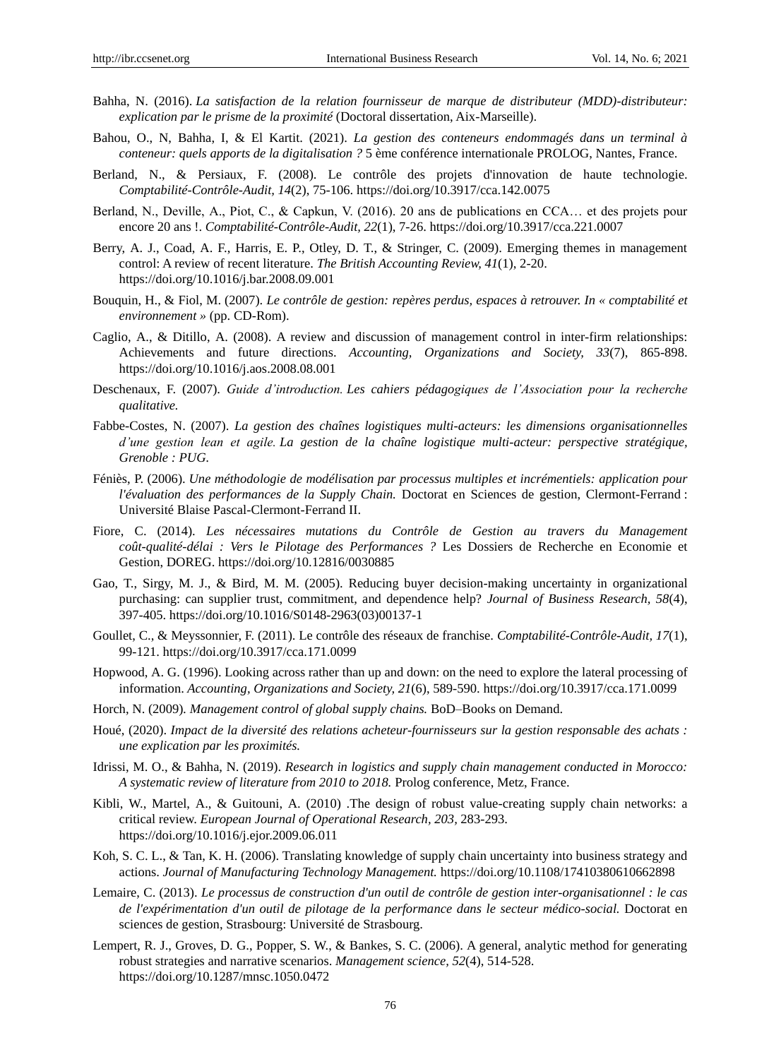Bahha, N. (2016). *La satisfaction de la relation fournisseur de marque de distributeur (MDD)-distributeur: explication par le prisme de la proximité* (Doctoral dissertation, Aix-Marseille).

Bahou, O., N, Bahha, I, & El Kartit. (2021). *La gestion des conteneurs endommagés dans un terminal à conteneur: quels apports de la digitalisation ?* 5 ème conférence internationale PROLOG, Nantes, France.

Berland, N., & Persiaux, F. (2008). Le contrôle des projets d'innovation de haute technologie. *Comptabilité-Contrôle-Audit, 14*(2), 75-106. https://doi.org/10.3917/cca.142.0075

Berland, N., Deville, A., Piot, C., & Capkun, V. (2016). 20 ans de publications en CCA… et des projets pour encore 20 ans !. *Comptabilité-Contrôle-Audit, 22*(1), 7-26. https://doi.org/10.3917/cca.221.0007

Berry, A. J., Coad, A. F., Harris, E. P., Otley, D. T., & Stringer, C. (2009). Emerging themes in management control: A review of recent literature. *The British Accounting Review, 41*(1), 2-20. https://doi.org/10.1016/j.bar.2008.09.001

Bouquin, H., & Fiol, M. (2007). *Le contrôle de gestion: repères perdus, espaces à retrouver. In « comptabilité et environnement »* (pp. CD-Rom).

Caglio, A., & Ditillo, A. (2008). A review and discussion of management control in inter-firm relationships: Achievements and future directions. *Accounting, Organizations and Society, 33*(7), 865-898. https://doi.org/10.1016/j.aos.2008.08.001

Deschenaux, F. (2007). *Guide d'introduction. Les cahiers pédagogiques de l'Association pour la recherche qualitative.*

Fabbe-Costes, N. (2007). *La gestion des chaînes logistiques multi-acteurs: les dimensions organisationnelles d'une gestion lean et agile. La gestion de la chaîne logistique multi-acteur: perspective stratégique, Grenoble : PUG.*

Féniès, P. (2006). *Une méthodologie de modélisation par processus multiples et incrémentiels: application pour l'évaluation des performances de la Supply Chain.* Doctorat en Sciences de gestion, Clermont-Ferrand : Université Blaise Pascal-Clermont-Ferrand II.

Fiore, C. (2014). *Les nécessaires mutations du Contrôle de Gestion au travers du Management coût-qualité-délai : Vers le Pilotage des Performances ?* Les Dossiers de Recherche en Economie et Gestion, DOREG. https://doi.org/10.12816/0030885

Gao, T., Sirgy, M. J., & Bird, M. M. (2005). Reducing buyer decision-making uncertainty in organizational purchasing: can supplier trust, commitment, and dependence help? *Journal of Business Research, 58*(4), 397-405. https://doi.org/10.1016/S0148-2963(03)00137-1

Goullet, C., & Meyssonnier, F. (2011). Le contrôle des réseaux de franchise. *Comptabilité-Contrôle-Audit, 17*(1), 99-121. https://doi.org/10.3917/cca.171.0099

Hopwood, A. G. (1996). Looking across rather than up and down: on the need to explore the lateral processing of information. *Accounting, Organizations and Society, 21*(6), 589-590. https://doi.org/10.3917/cca.171.0099

Horch, N. (2009). *Management control of global supply chains.* BoD–Books on Demand.

Houé, (2020). *Impact de la diversité des relations acheteur-fournisseurs sur la gestion responsable des achats : une explication par les proximités.*

Idrissi, M. O., & Bahha, N. (2019). *Research in logistics and supply chain management conducted in Morocco: A systematic review of literature from 2010 to 2018.* Prolog conference, Metz, France.

Kibli, W., Martel, A., & Guitouni, A. (2010) .The design of robust value-creating supply chain networks: a critical review. *European Journal of Operational Research, 203,* 283-293. https://doi.org/10.1016/j.ejor.2009.06.011

Koh, S. C. L., & Tan, K. H. (2006). Translating knowledge of supply chain uncertainty into business strategy and actions. *Journal of Manufacturing Technology Management.* https://doi.org/10.1108/17410380610662898

Lemaire, C. (2013). *Le processus de construction d'un outil de contrôle de gestion inter-organisationnel : le cas de l'expérimentation d'un outil de pilotage de la performance dans le secteur médico-social.* Doctorat en sciences de gestion, Strasbourg: Université de Strasbourg.

Lempert, R. J., Groves, D. G., Popper, S. W., & Bankes, S. C. (2006). A general, analytic method for generating robust strategies and narrative scenarios. *Management science, 52*(4), 514-528. https://doi.org/10.1287/mnsc.1050.0472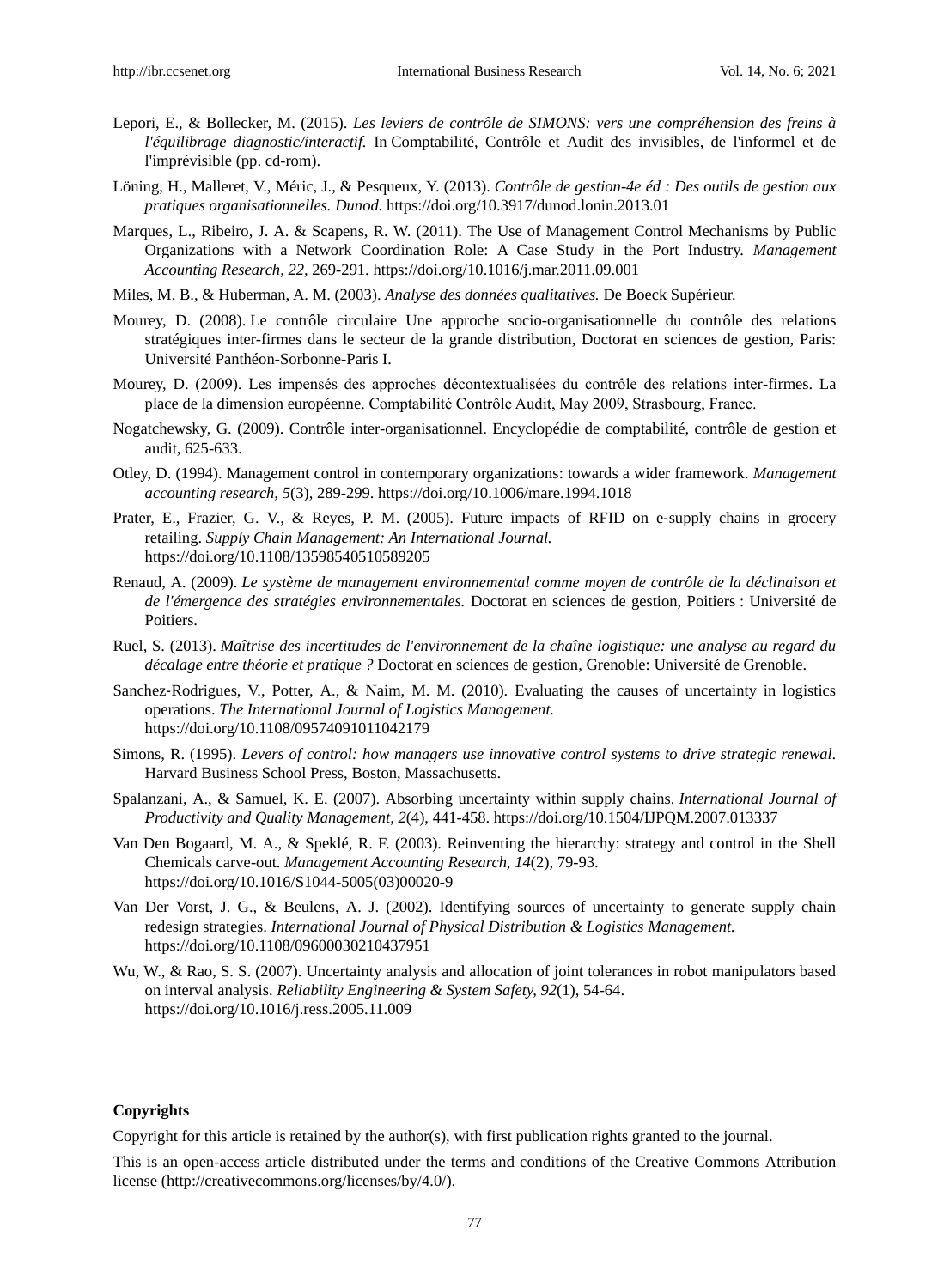Lepori, E., & Bollecker, M. (2015). *Les leviers de contrôle de SIMONS: vers une compréhension des freins à l'équilibrage diagnostic/interactif.* In Comptabilité, Contrôle et Audit des invisibles, de l'informel et de l'imprévisible (pp. cd-rom).

Löning, H., Malleret, V., Méric, J., & Pesqueux, Y. (2013). *Contrôle de gestion-4e éd : Des outils de gestion aux pratiques organisationnelles. Dunod.* https://doi.org/10.3917/dunod.lonin.2013.01

Marques, L., Ribeiro, J. A. & Scapens, R. W. (2011). The Use of Management Control Mechanisms by Public Organizations with a Network Coordination Role: A Case Study in the Port Industry. *Management Accounting Research, 22,* 269-291. https://doi.org/10.1016/j.mar.2011.09.001

Miles, M. B., & Huberman, A. M. (2003). *Analyse des données qualitatives.* De Boeck Supérieur.

Mourey, D. (2008). Le contrôle circulaire Une approche socio-organisationnelle du contrôle des relations stratégiques inter-firmes dans le secteur de la grande distribution, Doctorat en sciences de gestion, Paris: Université Panthéon-Sorbonne-Paris I.

Mourey, D. (2009). Les impensés des approches décontextualisées du contrôle des relations inter-firmes. La place de la dimension européenne. Comptabilité Contrôle Audit, May 2009, Strasbourg, France.

Nogatchewsky, G. (2009). Contrôle inter-organisationnel. Encyclopédie de comptabilité, contrôle de gestion et audit, 625-633.

Otley, D. (1994). Management control in contemporary organizations: towards a wider framework. *Management accounting research, 5*(3), 289-299. https://doi.org/10.1006/mare.1994.1018

Prater, E., Frazier, G. V., & Reyes, P. M. (2005). Future impacts of RFID on e-supply chains in grocery retailing. *Supply Chain Management: An International Journal.* https://doi.org/10.1108/13598540510589205

Renaud, A. (2009). *Le système de management environnemental comme moyen de contrôle de la déclinaison et de l'émergence des stratégies environnementales.* Doctorat en sciences de gestion, Poitiers : Université de Poitiers.

Ruel, S. (2013). *Maîtrise des incertitudes de l'environnement de la chaîne logistique: une analyse au regard du décalage entre théorie et pratique ?* Doctorat en sciences de gestion, Grenoble: Université de Grenoble.

Sanchez-Rodrigues, V., Potter, A., & Naim, M. M. (2010). Evaluating the causes of uncertainty in logistics operations. *The International Journal of Logistics Management.* https://doi.org/10.1108/09574091011042179

Simons, R. (1995). *Levers of control: how managers use innovative control systems to drive strategic renewal.* Harvard Business School Press, Boston, Massachusetts.

Spalanzani, A., & Samuel, K. E. (2007). Absorbing uncertainty within supply chains. *International Journal of Productivity and Quality Management, 2*(4), 441-458. https://doi.org/10.1504/IJPQM.2007.013337

Van Den Bogaard, M. A., & Speklé, R. F. (2003). Reinventing the hierarchy: strategy and control in the Shell Chemicals carve-out. *Management Accounting Research, 14*(2), 79-93. https://doi.org/10.1016/S1044-5005(03)00020-9

Van Der Vorst, J. G., & Beulens, A. J. (2002). Identifying sources of uncertainty to generate supply chain redesign strategies. *International Journal of Physical Distribution & Logistics Management.* https://doi.org/10.1108/09600030210437951

Wu, W., & Rao, S. S. (2007). Uncertainty analysis and allocation of joint tolerances in robot manipulators based on interval analysis. *Reliability Engineering & System Safety, 92*(1), 54-64. https://doi.org/10.1016/j.ress.2005.11.009

**Copyrights**

Copyright for this article is retained by the author(s), with first publication rights granted to the journal.

This is an open-access article distributed under the terms and conditions of the Creative Commons Attribution license (http://creativecommons.org/licenses/by/4.0/).